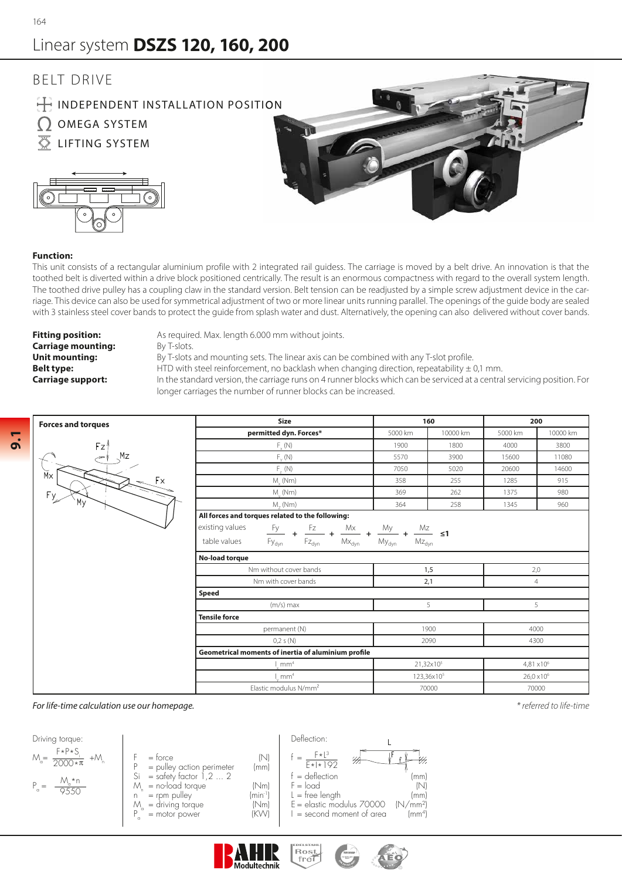# Linear system **DSZS 120, 160, 200**

## BELT DRIVE

INDEPENDENT INSTALLATION POSITION

OMEGA SYSTEM

LIFTING SYSTEM

**Function:**

This unit consists of a rectangular aluminium profile with 2 integrated rail guidess. The carriage is moved by a belt drive. An innovation is that the toothed belt is diverted within a drive block positioned centrically. The result is an enormous compactness with regard to the overall system length. The toothed drive pulley has a coupling claw in the standard version. Belt tension can be readjusted by a simple screw adjustment device in the carriage. This device can also be used for symmetrical adjustment of two or more linear units running parallel. The openings of the guide body are sealed with 3 stainless steel cover bands to protect the guide from splash water and dust. Alternatively, the opening can also delivered without cover bands.

**Fitting position:** As required. Max. length 6.000 mm without joints.
**Carriage mounting:** By T-slots.
**Unit mounting:** By T-slots and mounting sets. The linear axis can be combined with any T-slot profile.
**Belt type:** HTD with steel reinforcement, no backlash when changing direction, repeatability ± 0,1 mm.
**Carriage support:** In the standard version, the carriage runs on 4 runner blocks which can be serviced at a central servicing position. For longer carriages the number of runner blocks can be increased.

**Forces and torques**

| Size | 160 | | 200 | |
|---|---|---|---|---|
| **permitted dyn. Forces*** | 5000 km | 10000 km | 5000 km | 10000 km |
| $F_x$ (N) | 1900 | 1800 | 4000 | 3800 |
| $F_y$ (N) | 5570 | 3900 | 15600 | 11080 |
| $F_z$ (N) | 7050 | 5020 | 20600 | 14600 |
| $M_x$ (Nm) | 358 | 255 | 1285 | 915 |
| $M_y$ (Nm) | 369 | 262 | 1375 | 980 |
| $M_z$ (Nm) | 364 | 258 | 1345 | 960 |
| **All forces and torques related to the following:** existing values / table values: $\frac{Fy}{Fy_{dyn}} + \frac{Fz}{Fz_{dyn}} + \frac{Mx}{Mx_{dyn}} + \frac{My}{My_{dyn}} + \frac{Mz}{Mz_{dyn}} \leq 1$ | | | | |
| **No-load torque** | | | | |
| Nm without cover bands | 1,5 | | 2,0 | |
| Nm with cover bands | 2,1 | | 4 | |
| **Speed** | | | | |
| (m/s) max | 5 | | 5 | |
| **Tensile force** | | | | |
| permanent (N) | 1900 | | 4000 | |
| 0,2 s (N) | 2090 | | 4300 | |
| **Geometrical moments of inertia of aluminium profile** | | | | |
| $I_x$ mm⁴ | $21{,}32\times10^5$ | | $4{,}81\times10^6$ | |
| $I_y$ mm⁴ | $123{,}36\times10^5$ | | $26{,}0\times10^6$ | |
| Elastic modulus N/mm² | 70000 | | 70000 | |

*For life-time calculation use our homepage.*

\* referred to life-time

Driving torque:

$$M_a = \frac{F * P * S_i}{2000 * \pi} + M_n$$

$$P_a = \frac{M_a * n}{9550}$$

- F = force (N)
- P = pulley action perimeter (mm)
- Si = safety factor 1,2 … 2
- $M_n$ = no-load torque (Nm)
- n = rpm pulley (min⁻¹)
- $M_a$ = driving torque (Nm)
- $P_a$ = motor power (KW)

Deflection:

$$f = \frac{F * L^3}{E * I * 192}$$

- f = deflection (mm)
- F = load (N)
- L = free length (mm)
- E = elastic modulus 70000 (N/mm²)
- I = second moment of area (mm⁴)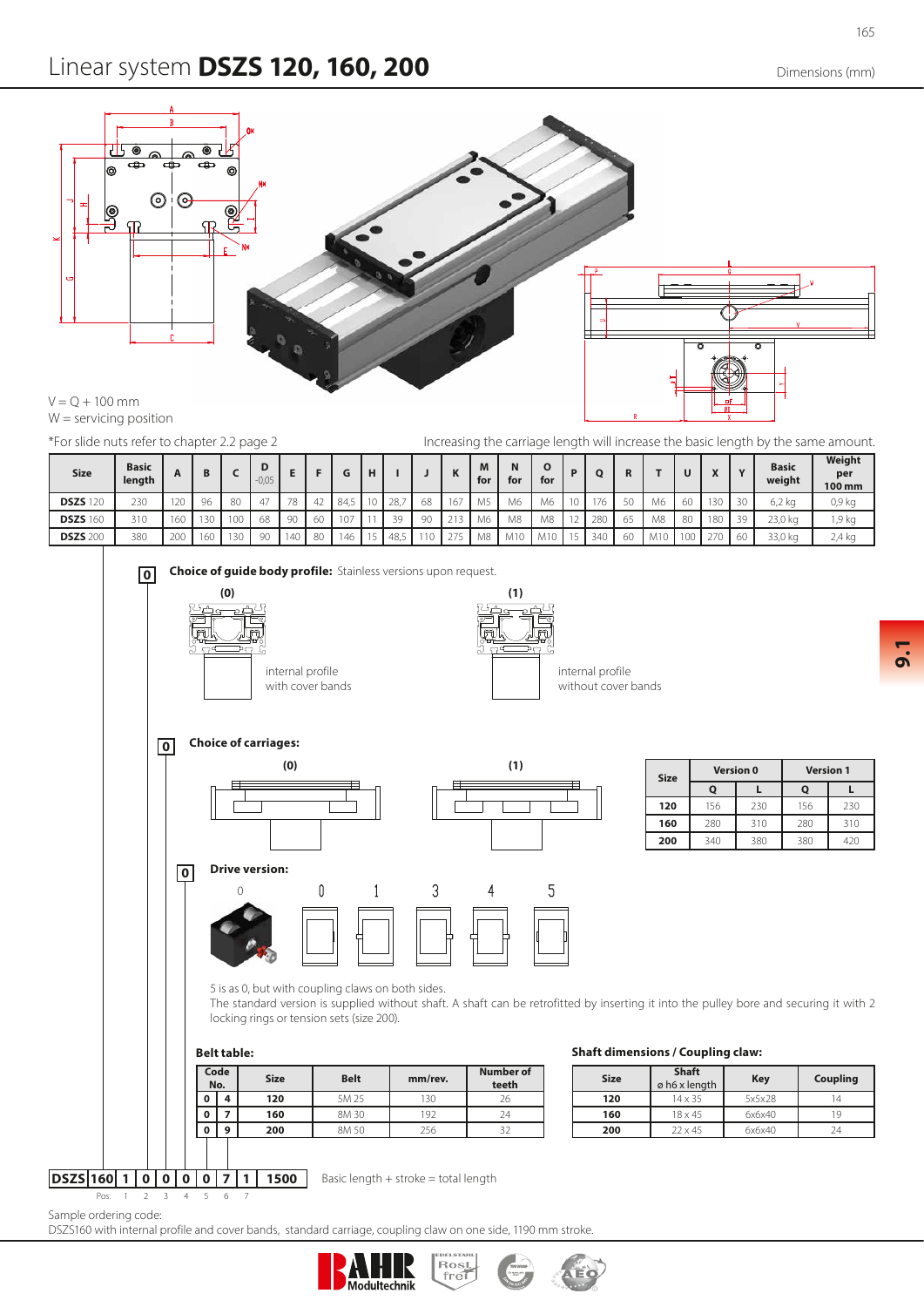# Linear system **DSZS 120, 160, 200**

Dimensions (mm)

V = Q + 100 mm
W = servicing position

*For slide nuts refer to chapter 2.2 page 2

Increasing the carriage length will increase the basic length by the same amount.

| Size | Basic length | A | B | C | D -0,05 | E | F | G | H | I | J | K | M for | N for | O for | P | Q | R | T | U | X | Y | Basic weight | Weight per 100 mm |
|---|---|---|---|---|---|---|---|---|---|---|---|---|---|---|---|---|---|---|---|---|---|---|---|---|
| **DSZS** 120 | 230 | 120 | 96 | 80 | 47 | 78 | 42 | 84,5 | 10 | 28,7 | 68 | 167 | M5 | M6 | M6 | 10 | 176 | 50 | M6 | 60 | 130 | 30 | 6,2 kg | 0,9 kg |
| **DSZS** 160 | 310 | 160 | 130 | 100 | 68 | 90 | 60 | 107 | 11 | 39 | 90 | 213 | M6 | M8 | M8 | 12 | 280 | 65 | M8 | 80 | 180 | 39 | 23,0 kg | 1,9 kg |
| **DSZS** 200 | 380 | 200 | 160 | 130 | 90 | 140 | 80 | 146 | 15 | 48,5 | 110 | 275 | M8 | M10 | M10 | 15 | 340 | 60 | M10 | 100 | 270 | 60 | 33,0 kg | 2,4 kg |

**Choice of guide body profile:** Stainless versions upon request.

(0) internal profile with cover bands

(1) internal profile without cover bands

**Choice of carriages:**

(0)

(1)

| Size | Version 0 | | Version 1 | |
|---|---|---|---|---|
| | Q | L | Q | L |
| **120** | 156 | 230 | 156 | 230 |
| **160** | 280 | 310 | 280 | 310 |
| **200** | 340 | 380 | 380 | 420 |

**Drive version:**

0 0 1 3 4 5

5 is as 0, but with coupling claws on both sides.
The standard version is supplied without shaft. A shaft can be retrofitted by inserting it into the pulley bore and securing it with 2 locking rings or tension sets (size 200).

**Belt table:**

| Code No. | | Size | Belt | mm/rev. | Number of teeth |
|---|---|---|---|---|---|
| 0 | 4 | **120** | 5M 25 | 130 | 26 |
| 0 | 7 | **160** | 8M 30 | 192 | 24 |
| 0 | 9 | **200** | 8M 50 | 256 | 32 |

**Shaft dimensions / Coupling claw:**

| Size | Shaft ø h6 x length | Key | Coupling |
|---|---|---|---|
| **120** | 14 x 35 | 5x5x28 | 14 |
| **160** | 18 x 45 | 6x6x40 | 19 |
| **200** | 22 x 45 | 6x6x40 | 24 |

| DSZS | 160 | 1 | 0 | 0 | 0 | 0 | 7 | 1 | 1500 |
|---|---|---|---|---|---|---|---|---|---|
| Pos. | | 1 | 2 | 3 | 4 | 5 | 6 | 7 | |

Basic length + stroke = total length

Sample ordering code:
DSZS160 with internal profile and cover bands, standard carriage, coupling claw on one side, 1190 mm stroke.